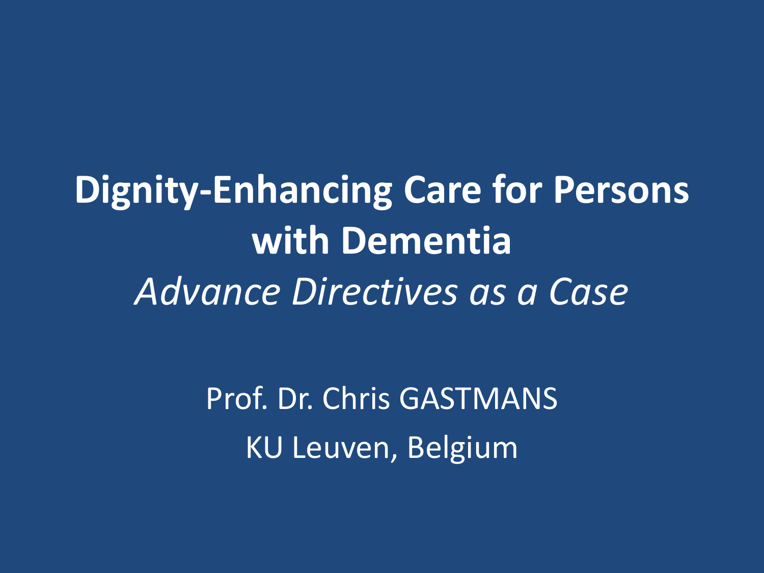# Dignity-Enhancing Care for Persons with Dementia

*Advance Directives as a Case*

Prof. Dr. Chris GASTMANS

KU Leuven, Belgium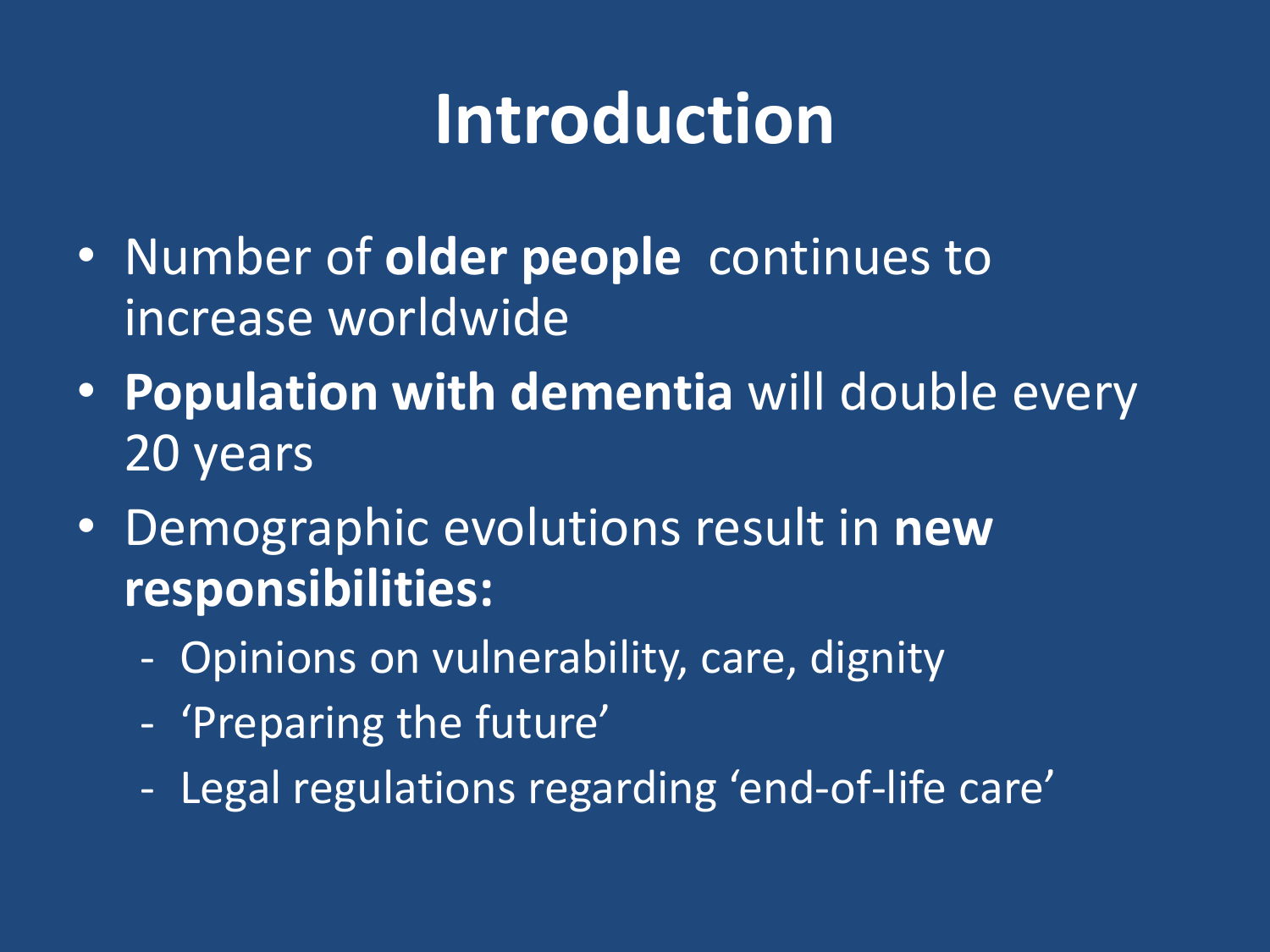# Introduction

- Number of **older people** continues to increase worldwide
- **Population with dementia** will double every 20 years
- Demographic evolutions result in **new responsibilities:**
  - Opinions on vulnerability, care, dignity
  - 'Preparing the future'
  - Legal regulations regarding 'end-of-life care'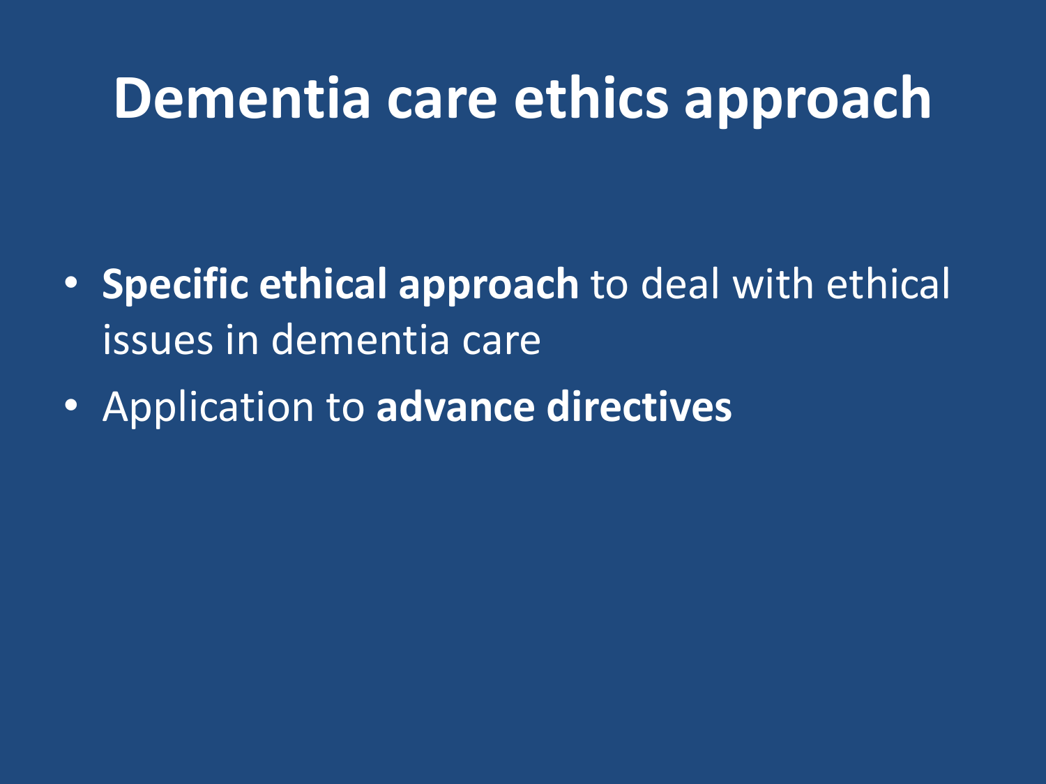# Dementia care ethics approach

- **Specific ethical approach** to deal with ethical issues in dementia care
- Application to **advance directives**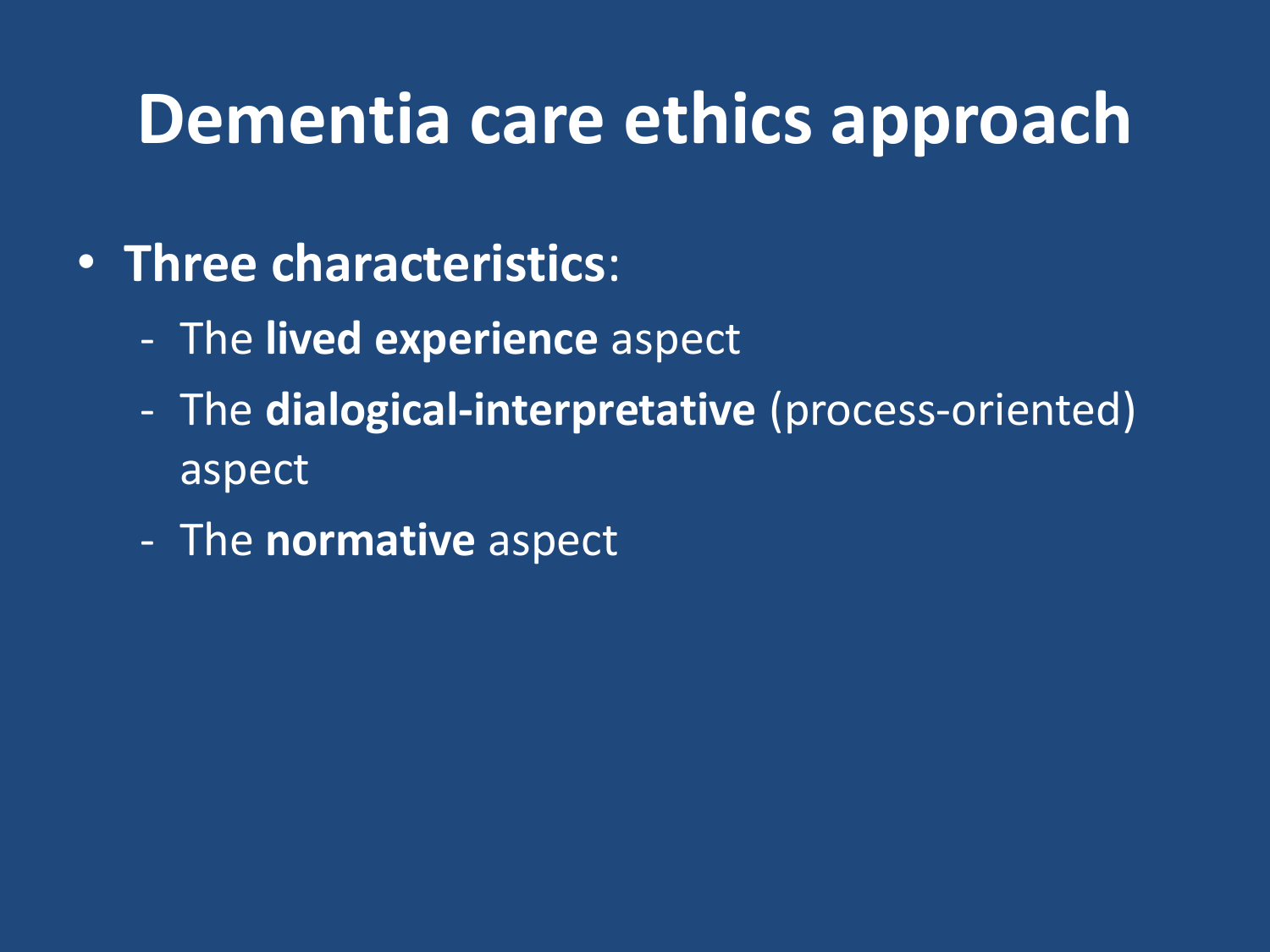# Dementia care ethics approach

- **Three characteristics**:
  - The **lived experience** aspect
  - The **dialogical-interpretative** (process-oriented) aspect
  - The **normative** aspect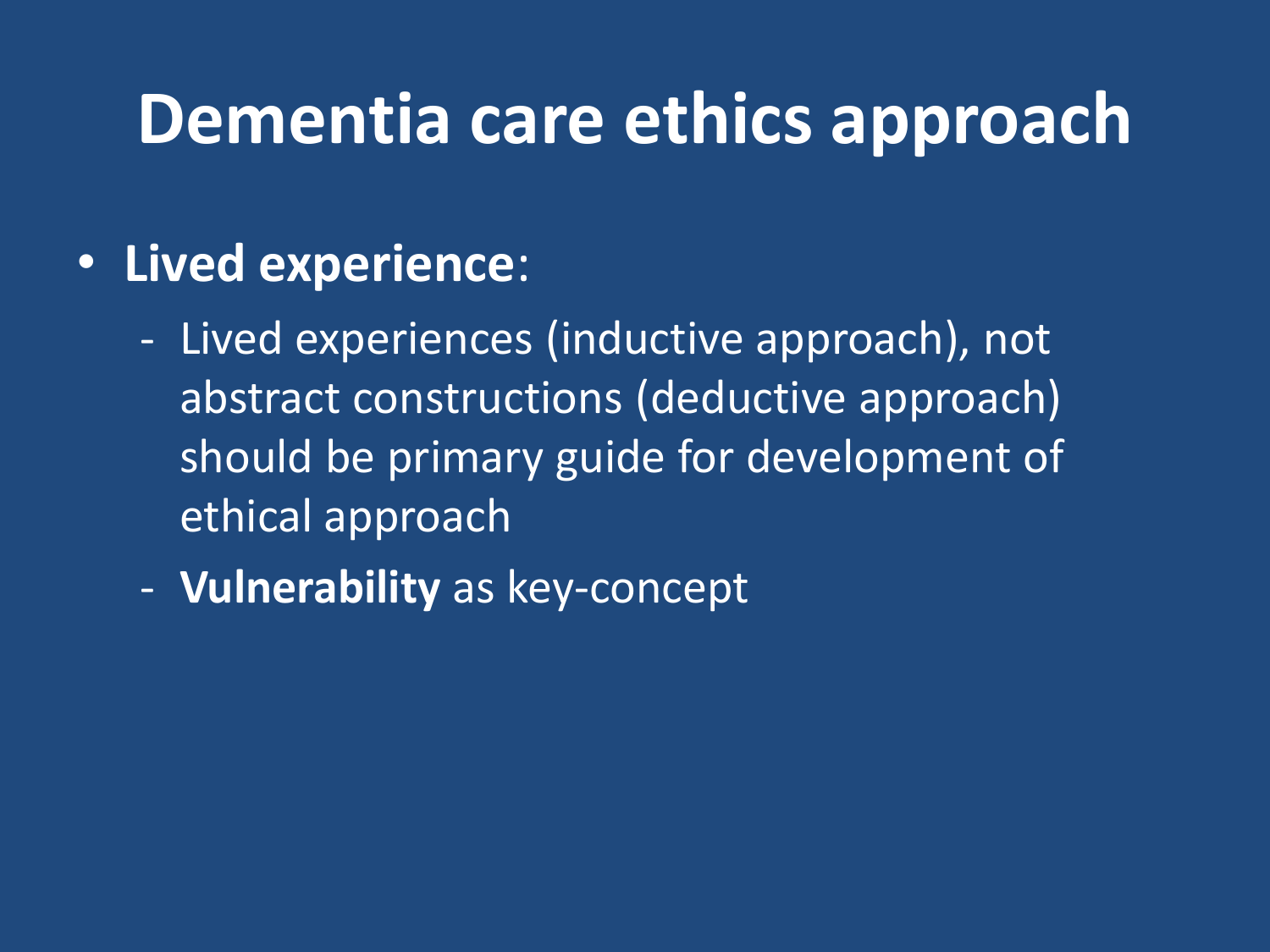# Dementia care ethics approach

- **Lived experience**:
  - Lived experiences (inductive approach), not abstract constructions (deductive approach) should be primary guide for development of ethical approach
  - **Vulnerability** as key-concept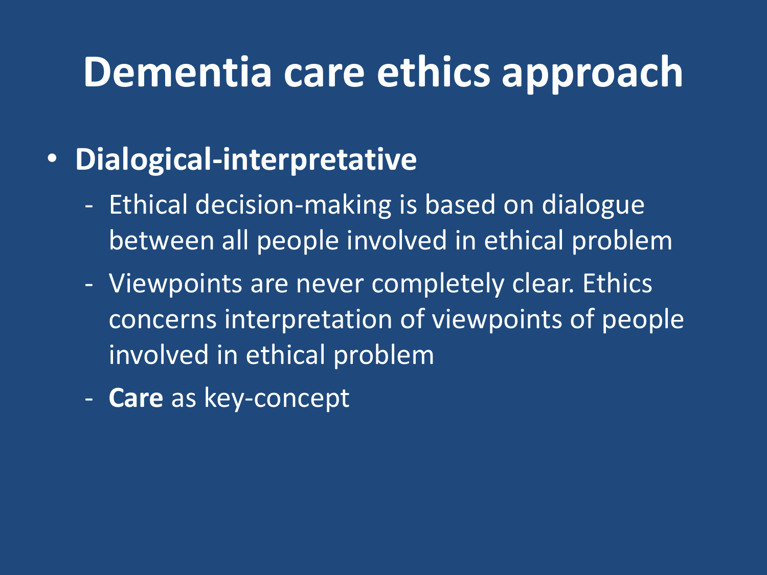# Dementia care ethics approach

- **Dialogical-interpretative**
  - Ethical decision-making is based on dialogue between all people involved in ethical problem
  - Viewpoints are never completely clear. Ethics concerns interpretation of viewpoints of people involved in ethical problem
  - **Care** as key-concept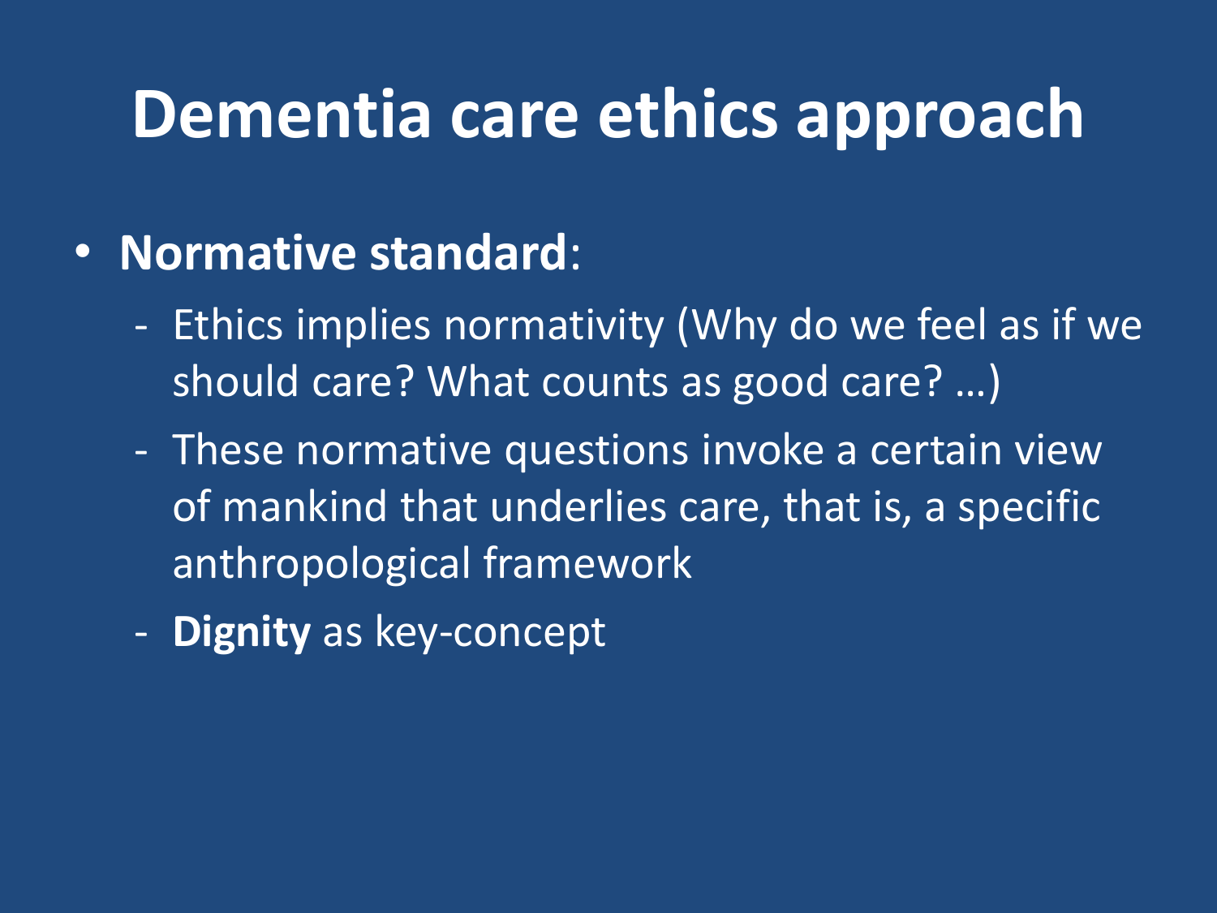# Dementia care ethics approach

- **Normative standard**:
  - Ethics implies normativity (Why do we feel as if we should care? What counts as good care? …)
  - These normative questions invoke a certain view of mankind that underlies care, that is, a specific anthropological framework
  - **Dignity** as key-concept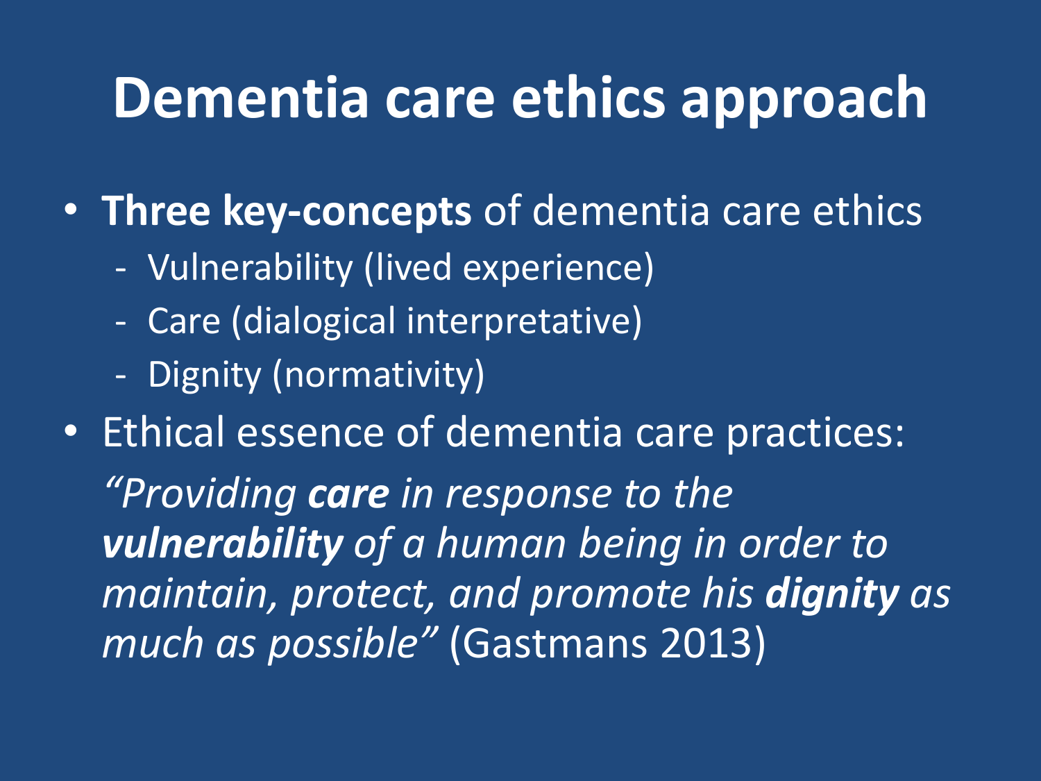# Dementia care ethics approach

- **Three key-concepts** of dementia care ethics
  - Vulnerability (lived experience)
  - Care (dialogical interpretative)
  - Dignity (normativity)
- Ethical essence of dementia care practices:

  *“Providing* ***care*** *in response to the* ***vulnerability*** *of a human being in order to maintain, protect, and promote his* ***dignity*** *as much as possible”* (Gastmans 2013)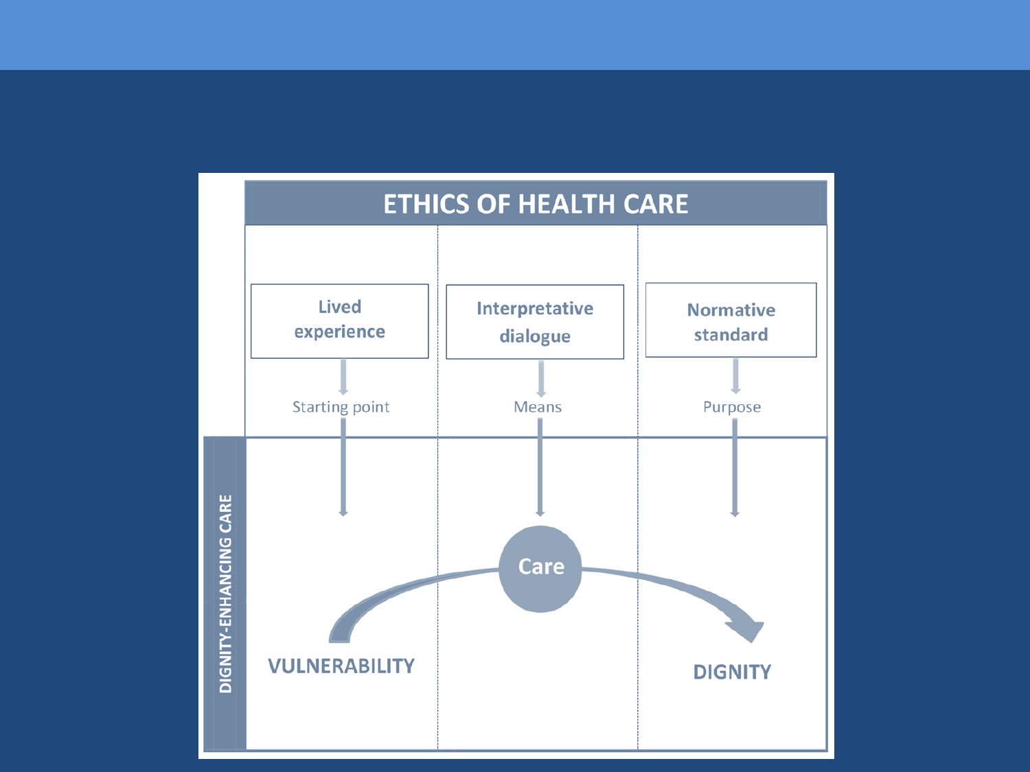# ETHICS OF HEALTH CARE

| Lived experience | Interpretative dialogue | Normative standard |
| --- | --- | --- |
| Starting point | Means | Purpose |

**DIGNITY-ENHANCING CARE**

VULNERABILITY → Care → DIGNITY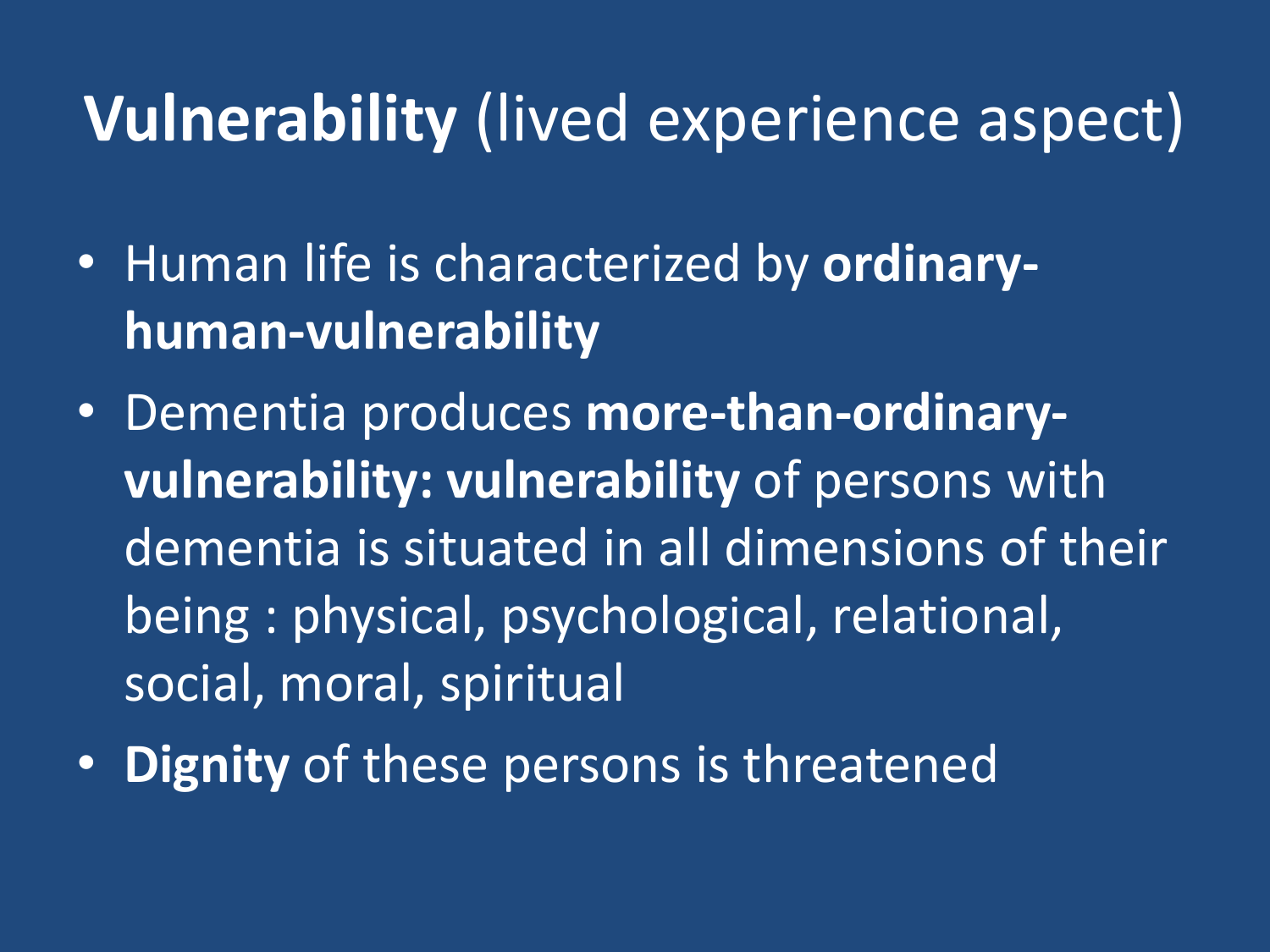# **Vulnerability** (lived experience aspect)

- Human life is characterized by **ordinary-human-vulnerability**
- Dementia produces **more-than-ordinary-vulnerability: vulnerability** of persons with dementia is situated in all dimensions of their being : physical, psychological, relational, social, moral, spiritual
- **Dignity** of these persons is threatened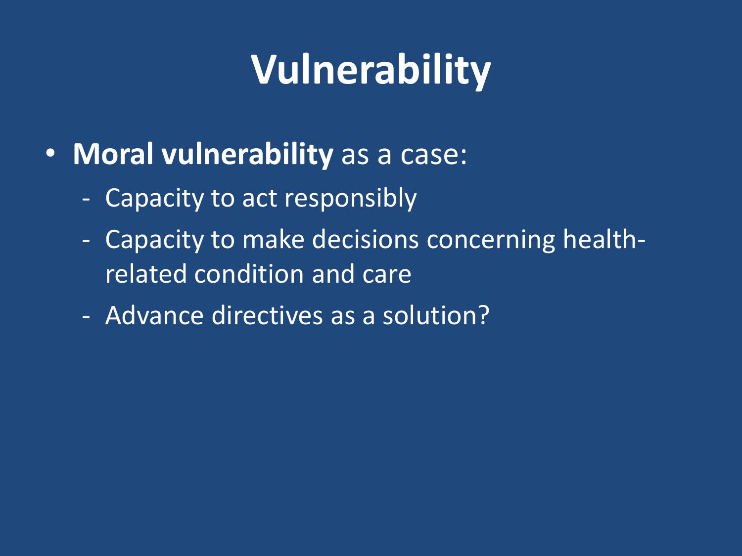# Vulnerability

- **Moral vulnerability** as a case:
  - Capacity to act responsibly
  - Capacity to make decisions concerning health-related condition and care
  - Advance directives as a solution?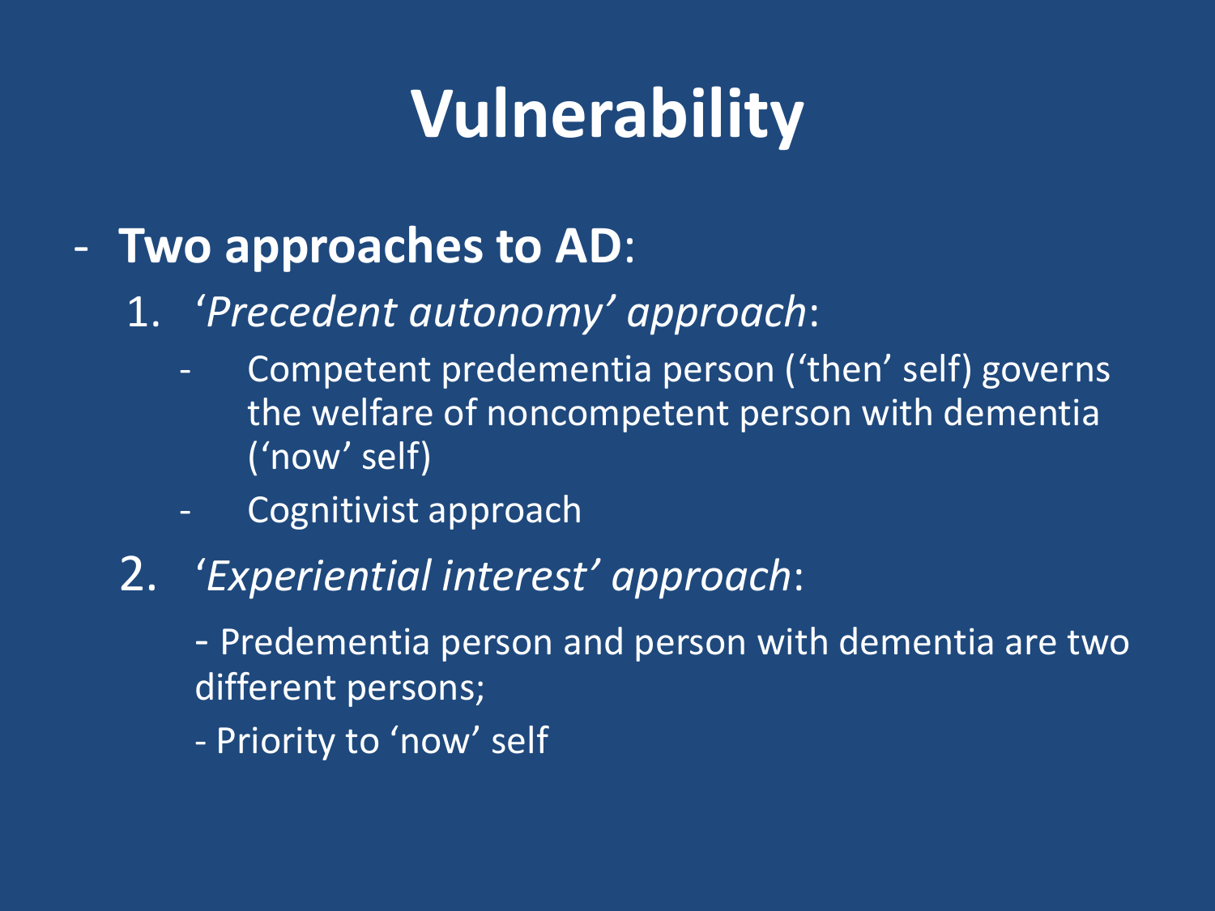# Vulnerability

- **Two approaches to AD**:
  1. '*Precedent autonomy' approach*:
     - Competent predementia person ('then' self) governs the welfare of noncompetent person with dementia ('now' self)
     - Cognitivist approach
  2. '*Experiential interest' approach*:

     - Predementia person and person with dementia are two different persons;

     - Priority to 'now' self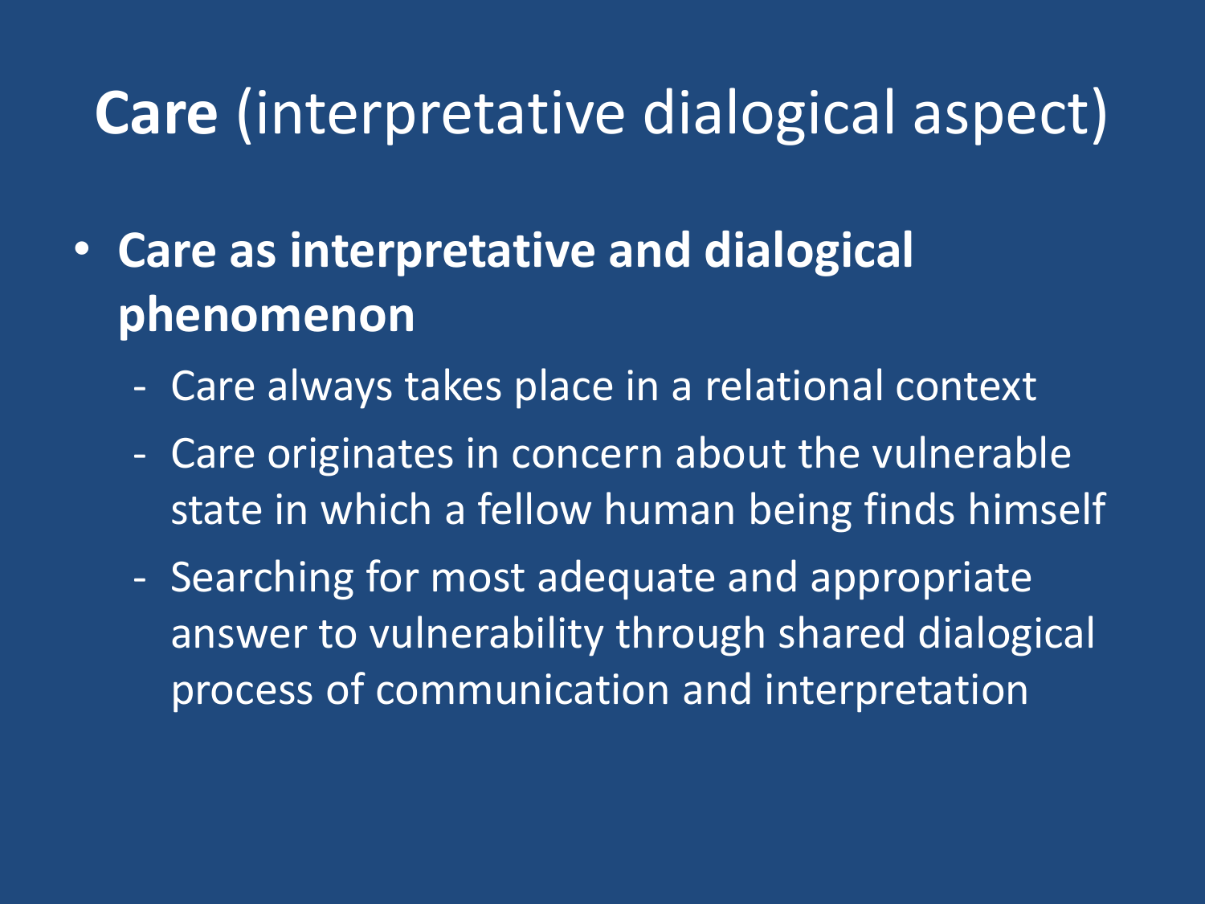# **Care** (interpretative dialogical aspect)

- **Care as interpretative and dialogical phenomenon**
  - Care always takes place in a relational context
  - Care originates in concern about the vulnerable state in which a fellow human being finds himself
  - Searching for most adequate and appropriate answer to vulnerability through shared dialogical process of communication and interpretation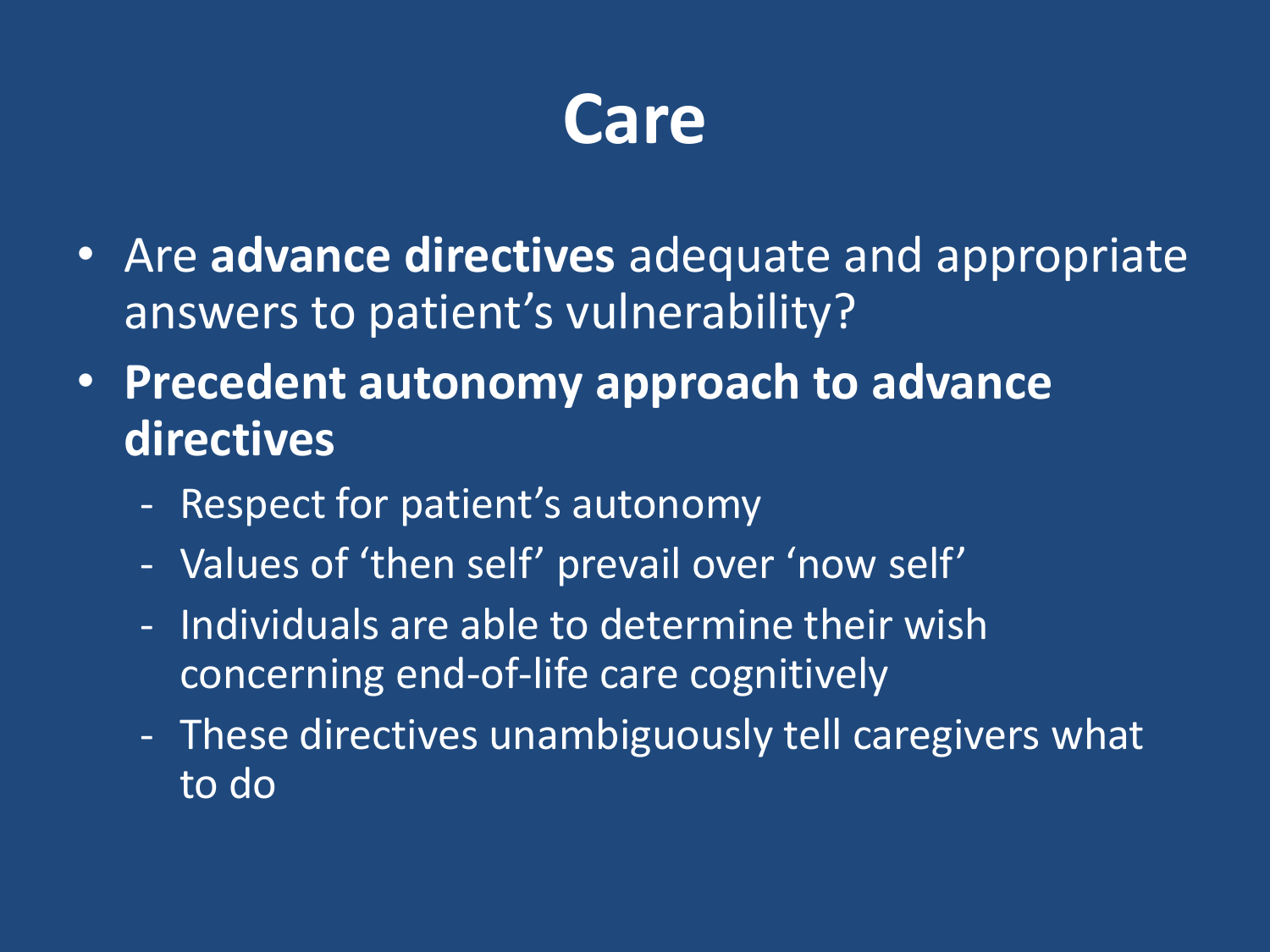# Care

- Are **advance directives** adequate and appropriate answers to patient's vulnerability?
- **Precedent autonomy approach to advance directives**
  - Respect for patient's autonomy
  - Values of 'then self' prevail over 'now self'
  - Individuals are able to determine their wish concerning end-of-life care cognitively
  - These directives unambiguously tell caregivers what to do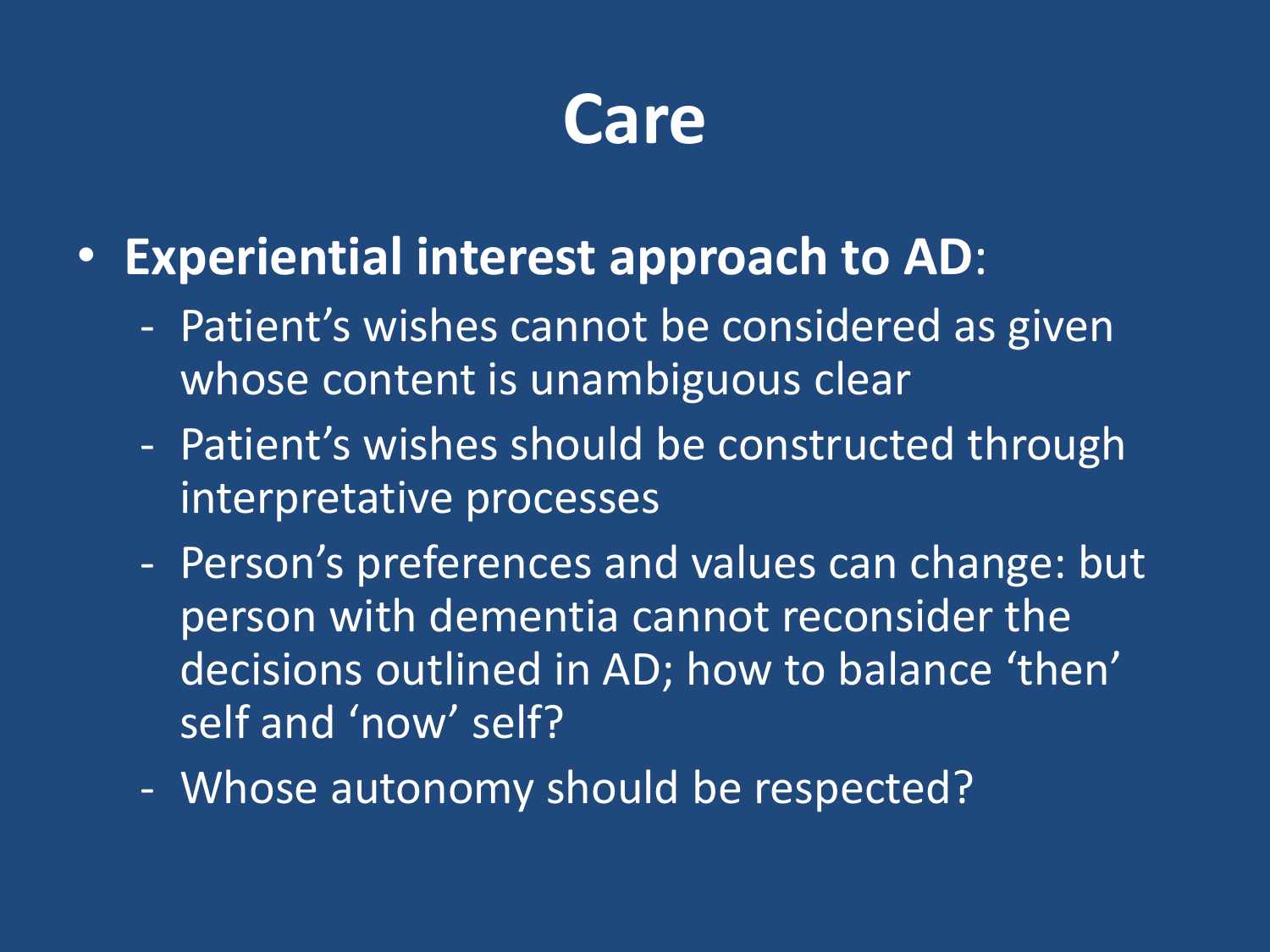# Care

- **Experiential interest approach to AD**:
  - Patient’s wishes cannot be considered as given whose content is unambiguous clear
  - Patient’s wishes should be constructed through interpretative processes
  - Person’s preferences and values can change: but person with dementia cannot reconsider the decisions outlined in AD; how to balance ‘then’ self and ‘now’ self?
  - Whose autonomy should be respected?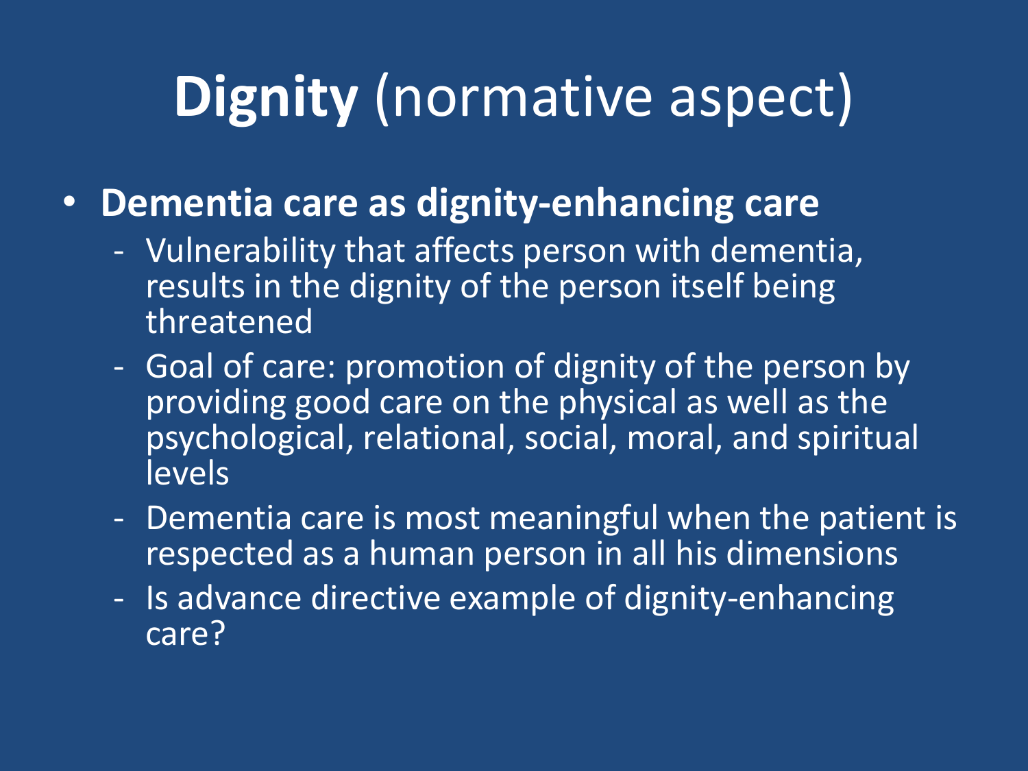# **Dignity** (normative aspect)

- **Dementia care as dignity-enhancing care**
  - Vulnerability that affects person with dementia, results in the dignity of the person itself being threatened
  - Goal of care: promotion of dignity of the person by providing good care on the physical as well as the psychological, relational, social, moral, and spiritual levels
  - Dementia care is most meaningful when the patient is respected as a human person in all his dimensions
  - Is advance directive example of dignity-enhancing care?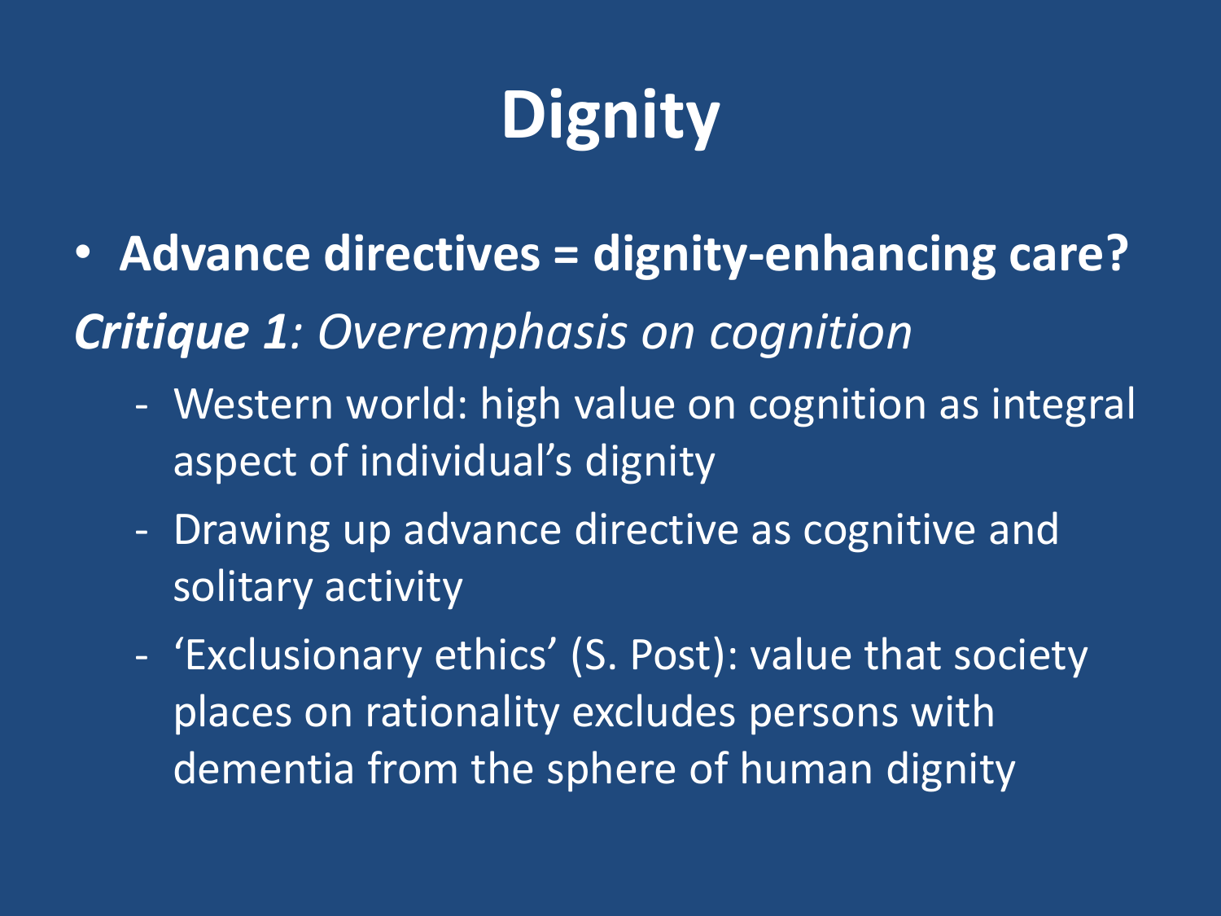# Dignity

- **Advance directives = dignity-enhancing care?**

***Critique 1****: Overemphasis on cognition*

- Western world: high value on cognition as integral aspect of individual's dignity
- Drawing up advance directive as cognitive and solitary activity
- 'Exclusionary ethics' (S. Post): value that society places on rationality excludes persons with dementia from the sphere of human dignity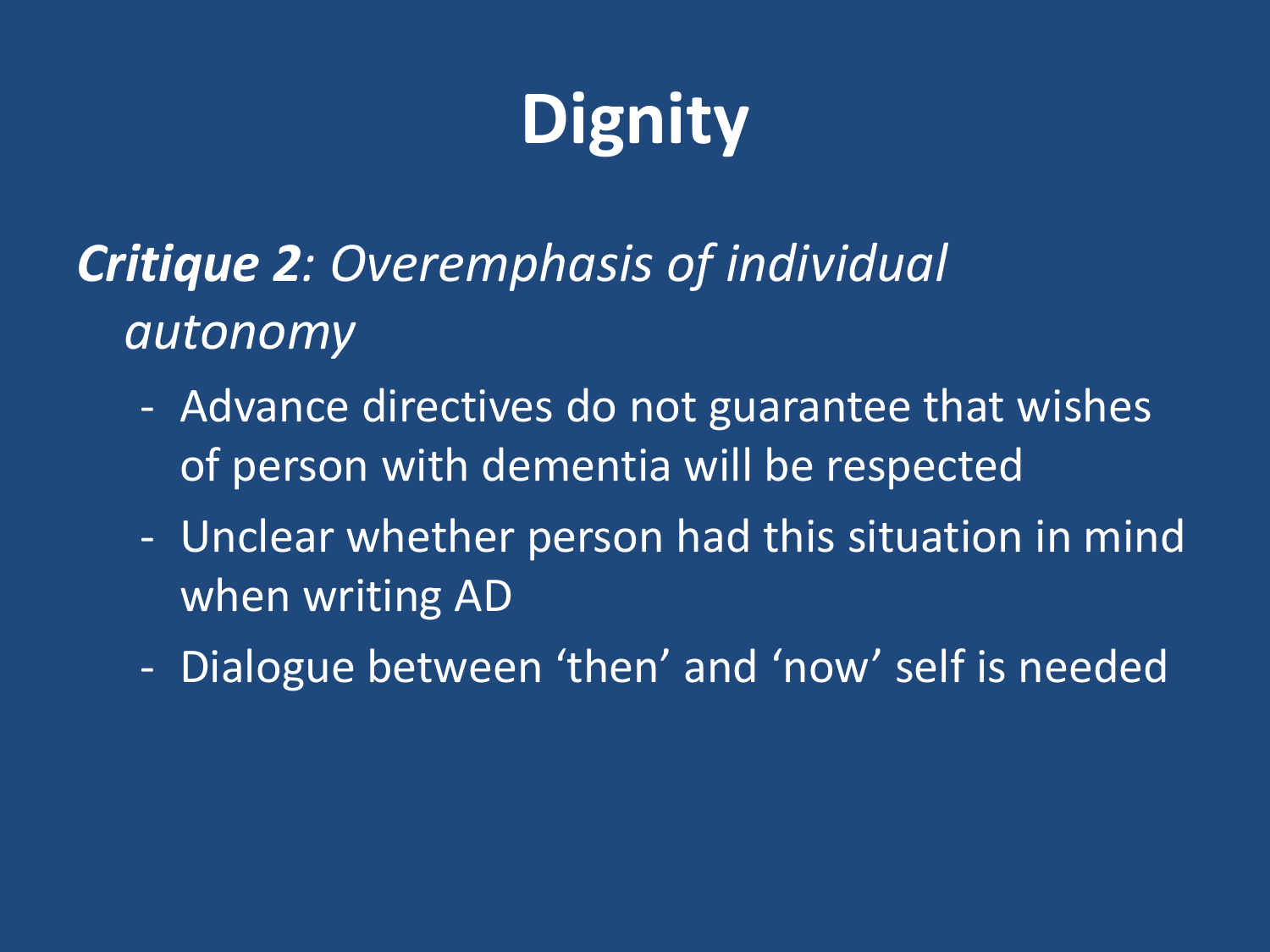# Dignity

***Critique 2**: Overemphasis of individual autonomy*

- Advance directives do not guarantee that wishes of person with dementia will be respected
- Unclear whether person had this situation in mind when writing AD
- Dialogue between ‘then’ and ‘now’ self is needed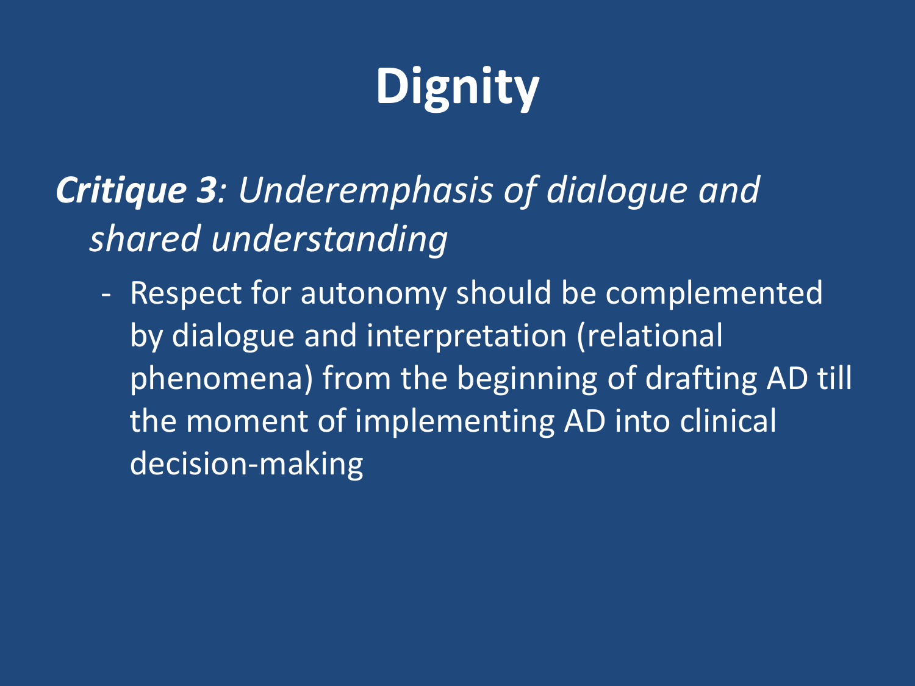# Dignity

***Critique 3**: Underemphasis of dialogue and shared understanding*

- Respect for autonomy should be complemented by dialogue and interpretation (relational phenomena) from the beginning of drafting AD till the moment of implementing AD into clinical decision-making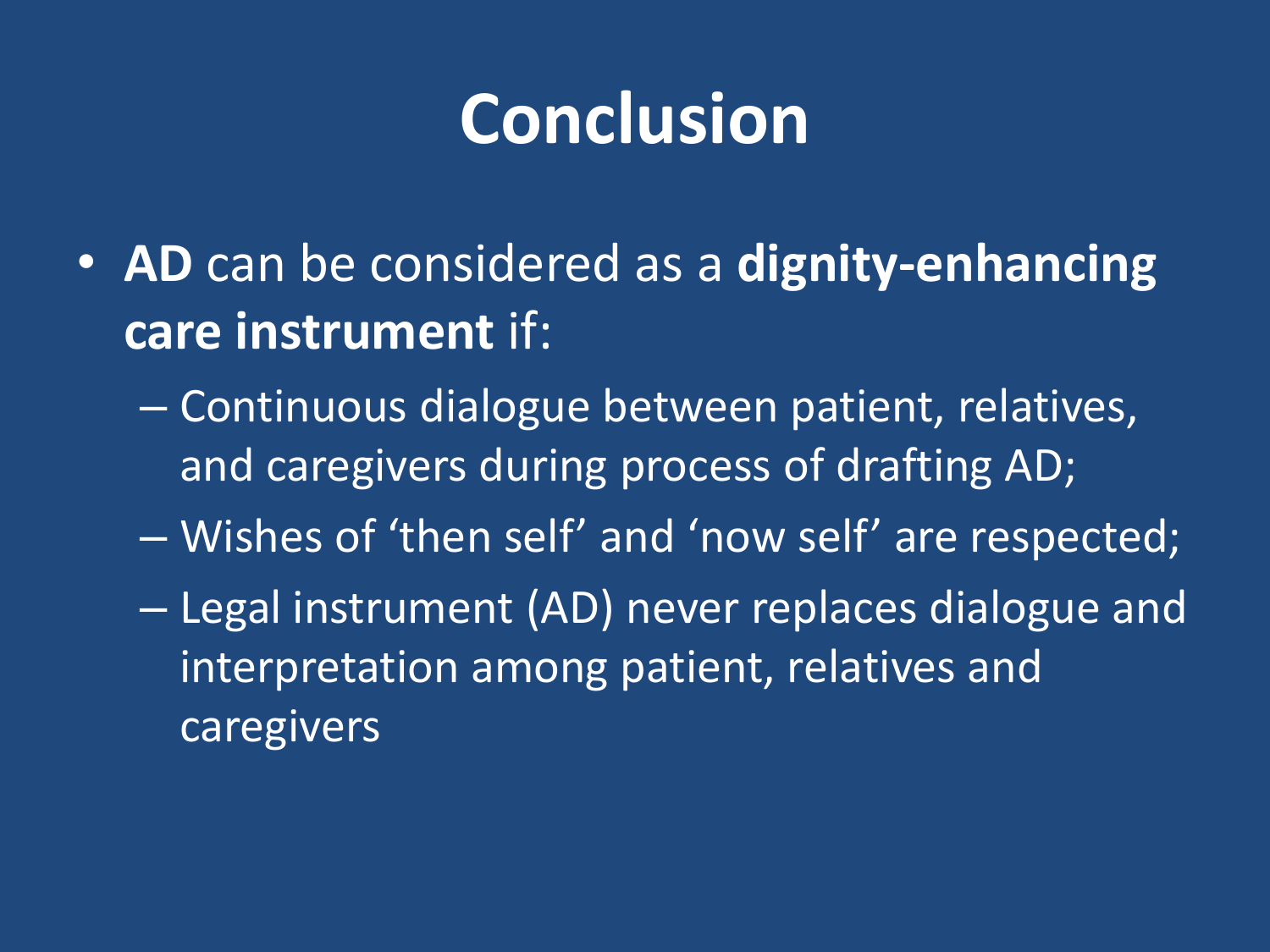# Conclusion

- **AD** can be considered as a **dignity-enhancing care instrument** if:
  - Continuous dialogue between patient, relatives, and caregivers during process of drafting AD;
  - Wishes of 'then self' and 'now self' are respected;
  - Legal instrument (AD) never replaces dialogue and interpretation among patient, relatives and caregivers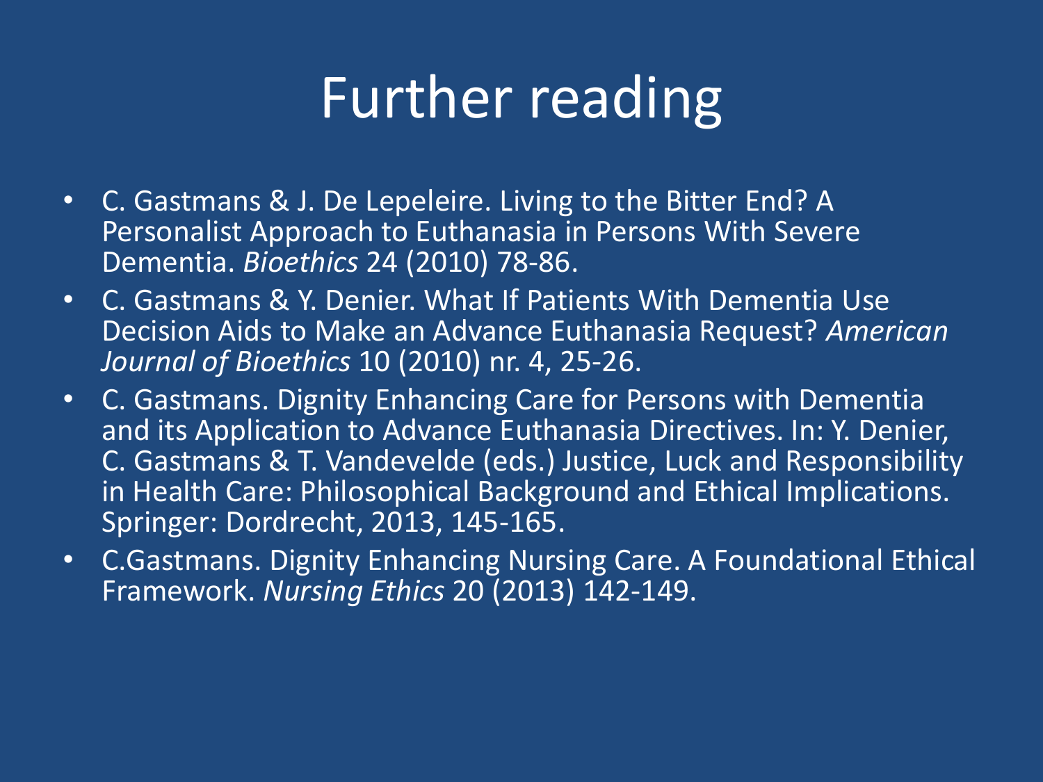# Further reading

- C. Gastmans & J. De Lepeleire. Living to the Bitter End? A Personalist Approach to Euthanasia in Persons With Severe Dementia. *Bioethics* 24 (2010) 78-86.
- C. Gastmans & Y. Denier. What If Patients With Dementia Use Decision Aids to Make an Advance Euthanasia Request? *American Journal of Bioethics* 10 (2010) nr. 4, 25-26.
- C. Gastmans. Dignity Enhancing Care for Persons with Dementia and its Application to Advance Euthanasia Directives. In: Y. Denier, C. Gastmans & T. Vandevelde (eds.) Justice, Luck and Responsibility in Health Care: Philosophical Background and Ethical Implications. Springer: Dordrecht, 2013, 145-165.
- C.Gastmans. Dignity Enhancing Nursing Care. A Foundational Ethical Framework. *Nursing Ethics* 20 (2013) 142-149.